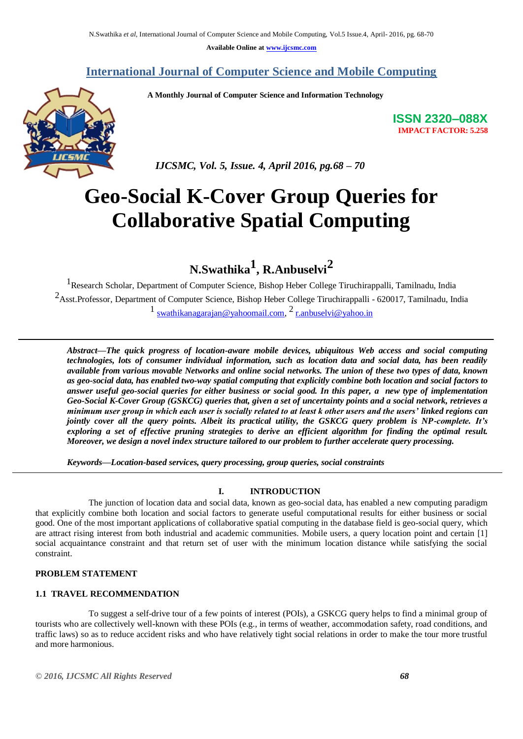Available Online at www.ijcsmc.com

# International Journal of Computer Science and Mobile Computing

**A Monthly Journal of Computer Science and Information Technology**

**ISSN 2320–088X**
**IMPACT FACTOR: 5.258**

*IJCSMC, Vol. 5, Issue. 4, April 2016, pg.68 – 70*

# Geo-Social K-Cover Group Queries for Collaborative Spatial Computing

**N.Swathika[1], R.Anbuselvi[2]**

[1]Research Scholar, Department of Computer Science, Bishop Heber College Tiruchirappalli, Tamilnadu, India
[2]Asst.Professor, Department of Computer Science, Bishop Heber College Tiruchirappalli - 620017, Tamilnadu, India
[1] swathikanagarajan@yahoomail.com, [2] r.anbuselvi@yahoo.in

***Abstract—The quick progress of location-aware mobile devices, ubiquitous Web access and social computing technologies, lots of consumer individual information, such as location data and social data, has been readily available from various movable Networks and online social networks. The union of these two types of data, known as geo-social data, has enabled two-way spatial computing that explicitly combine both location and social factors to answer useful geo-social queries for either business or social good. In this paper, a new type of implementation Geo-Social K-Cover Group (GSKCG) queries that, given a set of uncertainty points and a social network, retrieves a minimum user group in which each user is socially related to at least k other users and the users' linked regions can jointly cover all the query points. Albeit its practical utility, the GSKCG query problem is NP-complete. It's exploring a set of effective pruning strategies to derive an efficient algorithm for finding the optimal result. Moreover, we design a novel index structure tailored to our problem to further accelerate query processing.***

***Keywords—Location-based services, query processing, group queries, social constraints***

## I. INTRODUCTION

The junction of location data and social data, known as geo-social data, has enabled a new computing paradigm that explicitly combine both location and social factors to generate useful computational results for either business or social good. One of the most important applications of collaborative spatial computing in the database field is geo-social query, which are attract rising interest from both industrial and academic communities. Mobile users, a query location point and certain [1] social acquaintance constraint and that return set of user with the minimum location distance while satisfying the social constraint.

### PROBLEM STATEMENT

### 1.1 TRAVEL RECOMMENDATION

To suggest a self-drive tour of a few points of interest (POIs), a GSKCG query helps to find a minimal group of tourists who are collectively well-known with these POIs (e.g., in terms of weather, accommodation safety, road conditions, and traffic laws) so as to reduce accident risks and who have relatively tight social relations in order to make the tour more trustful and more harmonious.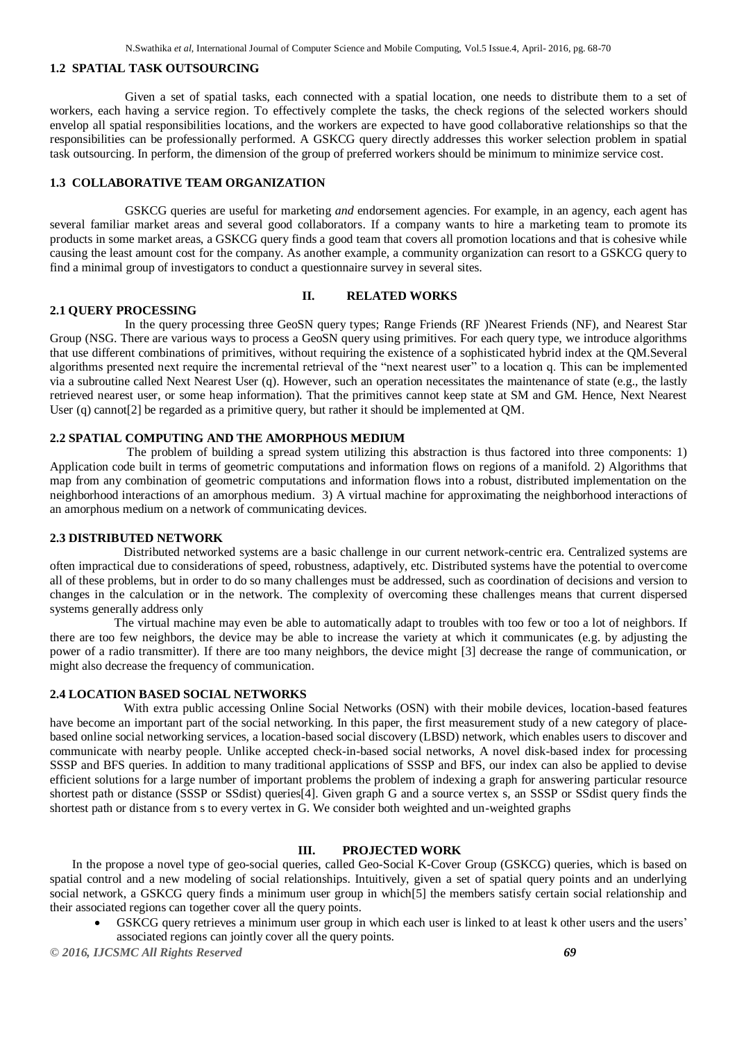### 1.2 SPATIAL TASK OUTSOURCING

Given a set of spatial tasks, each connected with a spatial location, one needs to distribute them to a set of workers, each having a service region. To effectively complete the tasks, the check regions of the selected workers should envelop all spatial responsibilities locations, and the workers are expected to have good collaborative relationships so that the responsibilities can be professionally performed. A GSKCG query directly addresses this worker selection problem in spatial task outsourcing. In perform, the dimension of the group of preferred workers should be minimum to minimize service cost.

### 1.3 COLLABORATIVE TEAM ORGANIZATION

GSKCG queries are useful for marketing *and* endorsement agencies. For example, in an agency, each agent has several familiar market areas and several good collaborators. If a company wants to hire a marketing team to promote its products in some market areas, a GSKCG query finds a good team that covers all promotion locations and that is cohesive while causing the least amount cost for the company. As another example, a community organization can resort to a GSKCG query to find a minimal group of investigators to conduct a questionnaire survey in several sites.

## II. RELATED WORKS

### 2.1 QUERY PROCESSING

In the query processing three GeoSN query types; Range Friends (RF )Nearest Friends (NF), and Nearest Star Group (NSG. There are various ways to process a GeoSN query using primitives. For each query type, we introduce algorithms that use different combinations of primitives, without requiring the existence of a sophisticated hybrid index at the QM.Several algorithms presented next require the incremental retrieval of the "next nearest user" to a location q. This can be implemented via a subroutine called Next Nearest User (q). However, such an operation necessitates the maintenance of state (e.g., the lastly retrieved nearest user, or some heap information). That the primitives cannot keep state at SM and GM. Hence, Next Nearest User (q) cannot[2] be regarded as a primitive query, but rather it should be implemented at QM.

### 2.2 SPATIAL COMPUTING AND THE AMORPHOUS MEDIUM

The problem of building a spread system utilizing this abstraction is thus factored into three components: 1) Application code built in terms of geometric computations and information flows on regions of a manifold. 2) Algorithms that map from any combination of geometric computations and information flows into a robust, distributed implementation on the neighborhood interactions of an amorphous medium. 3) A virtual machine for approximating the neighborhood interactions of an amorphous medium on a network of communicating devices.

### 2.3 DISTRIBUTED NETWORK

Distributed networked systems are a basic challenge in our current network-centric era. Centralized systems are often impractical due to considerations of speed, robustness, adaptively, etc. Distributed systems have the potential to overcome all of these problems, but in order to do so many challenges must be addressed, such as coordination of decisions and version to changes in the calculation or in the network. The complexity of overcoming these challenges means that current dispersed systems generally address only

The virtual machine may even be able to automatically adapt to troubles with too few or too a lot of neighbors. If there are too few neighbors, the device may be able to increase the variety at which it communicates (e.g. by adjusting the power of a radio transmitter). If there are too many neighbors, the device might [3] decrease the range of communication, or might also decrease the frequency of communication.

### 2.4 LOCATION BASED SOCIAL NETWORKS

With extra public accessing Online Social Networks (OSN) with their mobile devices, location-based features have become an important part of the social networking. In this paper, the first measurement study of a new category of place-based online social networking services, a location-based social discovery (LBSD) network, which enables users to discover and communicate with nearby people. Unlike accepted check-in-based social networks, A novel disk-based index for processing SSSP and BFS queries. In addition to many traditional applications of SSSP and BFS, our index can also be applied to devise efficient solutions for a large number of important problems the problem of indexing a graph for answering particular resource shortest path or distance (SSSP or SSdist) queries[4]. Given graph G and a source vertex s, an SSSP or SSdist query finds the shortest path or distance from s to every vertex in G. We consider both weighted and un-weighted graphs

## III. PROJECTED WORK

In the propose a novel type of geo-social queries, called Geo-Social K-Cover Group (GSKCG) queries, which is based on spatial control and a new modeling of social relationships. Intuitively, given a set of spatial query points and an underlying social network, a GSKCG query finds a minimum user group in which[5] the members satisfy certain social relationship and their associated regions can together cover all the query points.

- GSKCG query retrieves a minimum user group in which each user is linked to at least k other users and the users' associated regions can jointly cover all the query points.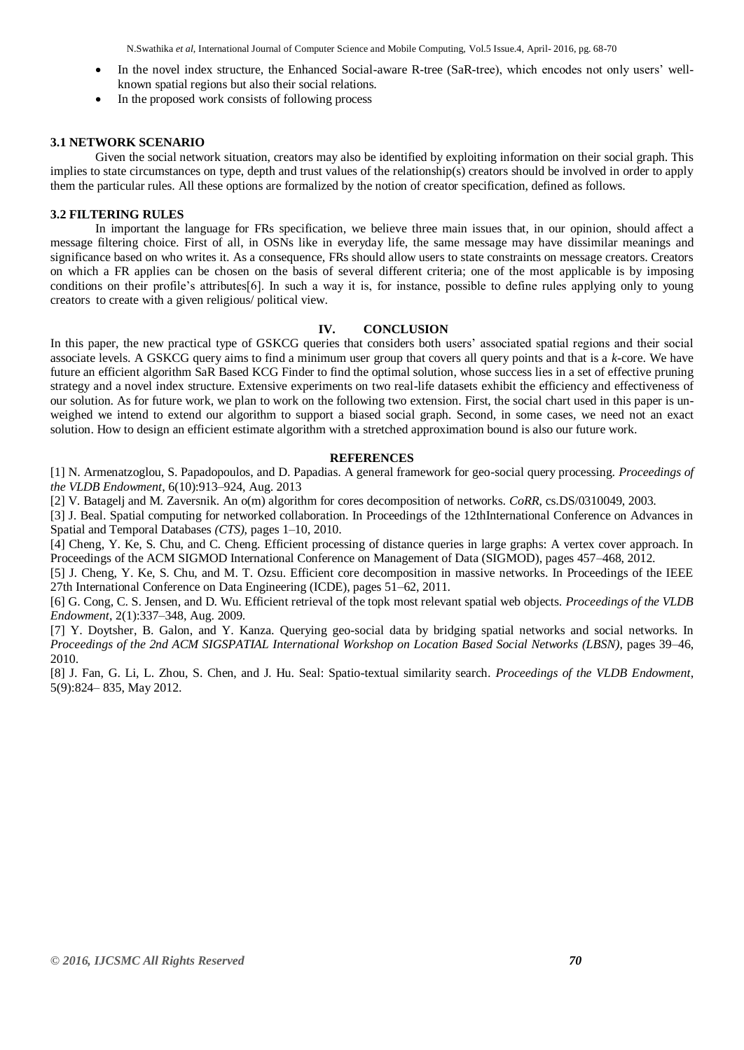- In the novel index structure, the Enhanced Social-aware R-tree (SaR-tree), which encodes not only users' well-known spatial regions but also their social relations.
- In the proposed work consists of following process

### 3.1 NETWORK SCENARIO

Given the social network situation, creators may also be identified by exploiting information on their social graph. This implies to state circumstances on type, depth and trust values of the relationship(s) creators should be involved in order to apply them the particular rules. All these options are formalized by the notion of creator specification, defined as follows.

### 3.2 FILTERING RULES

In important the language for FRs specification, we believe three main issues that, in our opinion, should affect a message filtering choice. First of all, in OSNs like in everyday life, the same message may have dissimilar meanings and significance based on who writes it. As a consequence, FRs should allow users to state constraints on message creators. Creators on which a FR applies can be chosen on the basis of several different criteria; one of the most applicable is by imposing conditions on their profile's attributes[6]. In such a way it is, for instance, possible to define rules applying only to young creators to create with a given religious/ political view.

## IV. CONCLUSION

In this paper, the new practical type of GSKCG queries that considers both users' associated spatial regions and their social associate levels. A GSKCG query aims to find a minimum user group that covers all query points and that is a *k*-core. We have future an efficient algorithm SaR Based KCG Finder to find the optimal solution, whose success lies in a set of effective pruning strategy and a novel index structure. Extensive experiments on two real-life datasets exhibit the efficiency and effectiveness of our solution. As for future work, we plan to work on the following two extension. First, the social chart used in this paper is un-weighed we intend to extend our algorithm to support a biased social graph. Second, in some cases, we need not an exact solution. How to design an efficient estimate algorithm with a stretched approximation bound is also our future work.

## REFERENCES

[1] N. Armenatzoglou, S. Papadopoulos, and D. Papadias. A general framework for geo-social query processing. *Proceedings of the VLDB Endowment*, 6(10):913–924, Aug. 2013

[2] V. Batagelj and M. Zaversnik. An o(m) algorithm for cores decomposition of networks. *CoRR*, cs.DS/0310049, 2003.

[3] J. Beal. Spatial computing for networked collaboration. In Proceedings of the 12thInternational Conference on Advances in Spatial and Temporal Databases *(CTS)*, pages 1–10, 2010.

[4] Cheng, Y. Ke, S. Chu, and C. Cheng. Efficient processing of distance queries in large graphs: A vertex cover approach. In Proceedings of the ACM SIGMOD International Conference on Management of Data (SIGMOD), pages 457–468, 2012.

[5] J. Cheng, Y. Ke, S. Chu, and M. T. Ozsu. Efficient core decomposition in massive networks. In Proceedings of the IEEE 27th International Conference on Data Engineering (ICDE), pages 51–62, 2011.

[6] G. Cong, C. S. Jensen, and D. Wu. Efficient retrieval of the topk most relevant spatial web objects. *Proceedings of the VLDB Endowment*, 2(1):337–348, Aug. 2009.

[7] Y. Doytsher, B. Galon, and Y. Kanza. Querying geo-social data by bridging spatial networks and social networks. In *Proceedings of the 2nd ACM SIGSPATIAL International Workshop on Location Based Social Networks (LBSN)*, pages 39–46, 2010.

[8] J. Fan, G. Li, L. Zhou, S. Chen, and J. Hu. Seal: Spatio-textual similarity search. *Proceedings of the VLDB Endowment*, 5(9):824– 835, May 2012.